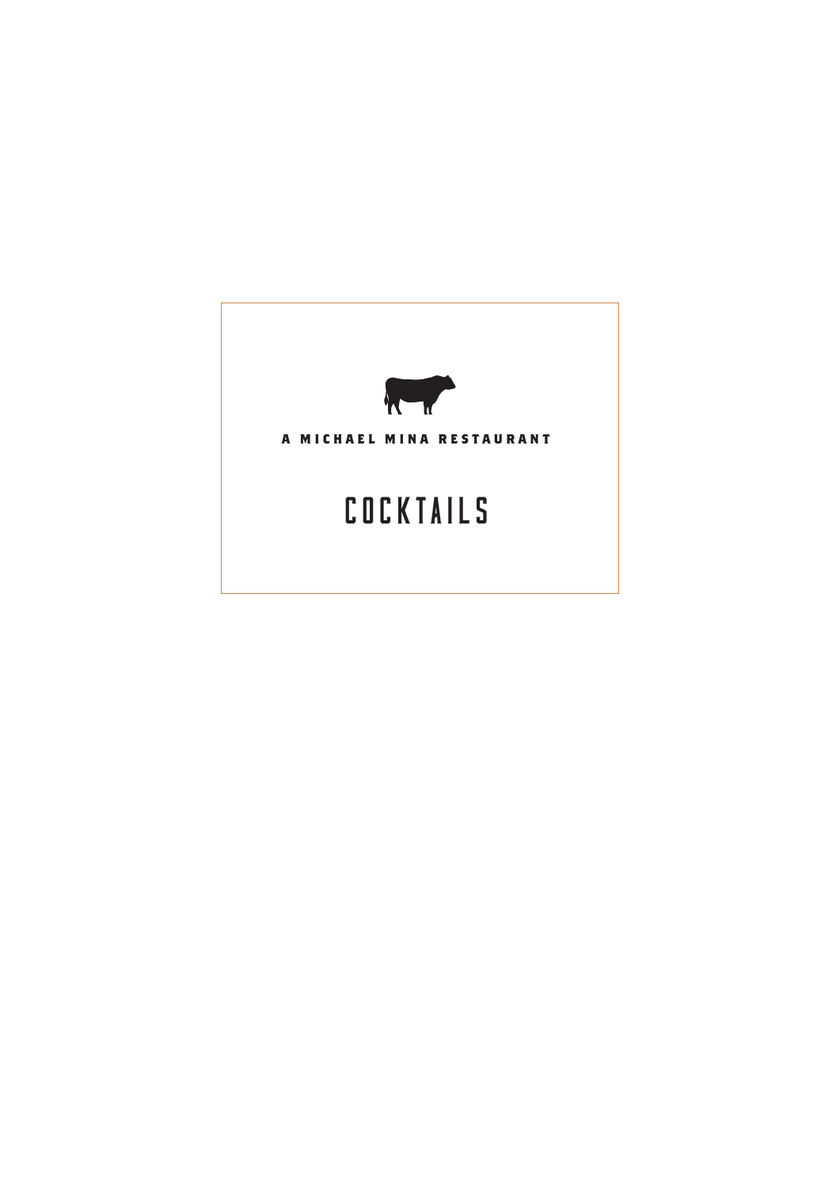A MICHAEL MINA RESTAURANT

# COCKTAILS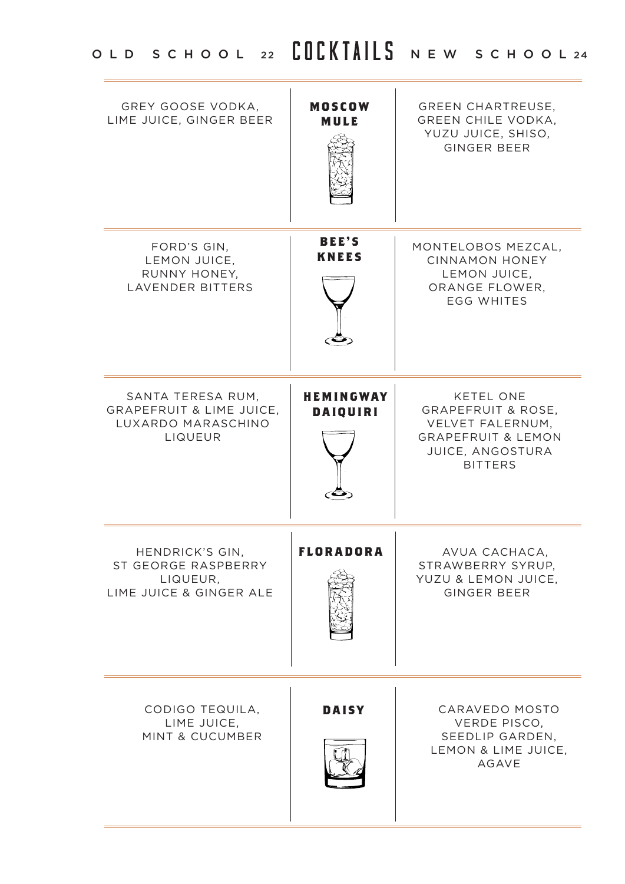# COCKTAILS

| OLD SCHOOL 22 | | NEW SCHOOL 24 |
| --- | --- | --- |
| GREY GOOSE VODKA, LIME JUICE, GINGER BEER | **MOSCOW MULE** | GREEN CHARTREUSE, GREEN CHILE VODKA, YUZU JUICE, SHISO, GINGER BEER |
| FORD'S GIN, LEMON JUICE, RUNNY HONEY, LAVENDER BITTERS | **BEE'S KNEES** | MONTELOBOS MEZCAL, CINNAMON HONEY LEMON JUICE, ORANGE FLOWER, EGG WHITES |
| SANTA TERESA RUM, GRAPEFRUIT & LIME JUICE, LUXARDO MARASCHINO LIQUEUR | **HEMINGWAY DAIQUIRI** | KETEL ONE GRAPEFRUIT & ROSE, VELVET FALERNUM, GRAPEFRUIT & LEMON JUICE, ANGOSTURA BITTERS |
| HENDRICK'S GIN, ST GEORGE RASPBERRY LIQUEUR, LIME JUICE & GINGER ALE | **FLORADORA** | AVUA CACHACA, STRAWBERRY SYRUP, YUZU & LEMON JUICE, GINGER BEER |
| CODIGO TEQUILA, LIME JUICE, MINT & CUCUMBER | **DAISY** | CARAVEDO MOSTO VERDE PISCO, SEEDLIP GARDEN, LEMON & LIME JUICE, AGAVE |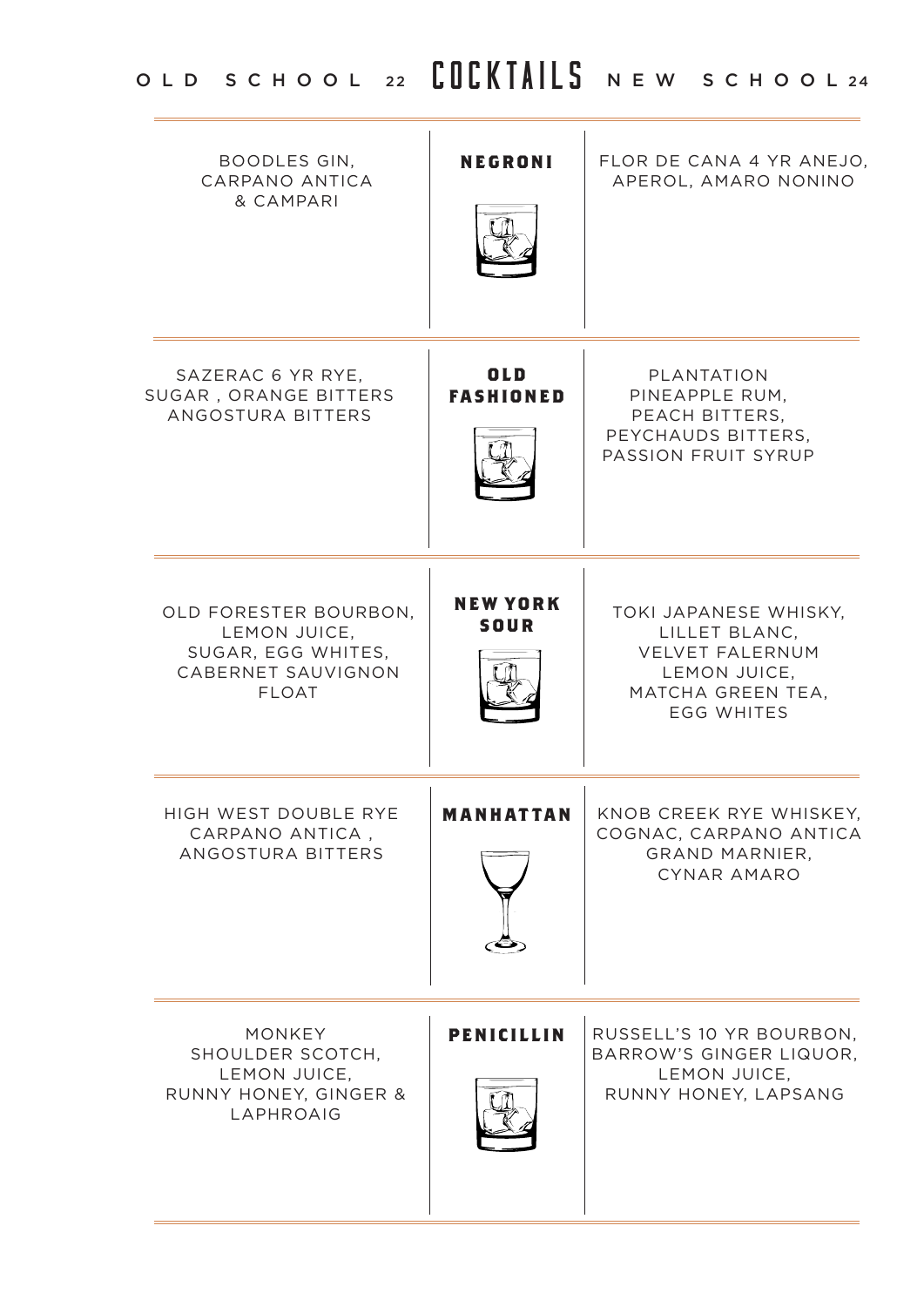# COCKTAILS

| OLD SCHOOL 22 | | NEW SCHOOL 24 |
|---|---|---|
| BOODLES GIN, CARPANO ANTICA & CAMPARI | **NEGRONI** | FLOR DE CANA 4 YR ANEJO, APEROL, AMARO NONINO |
| SAZERAC 6 YR RYE, SUGAR , ORANGE BITTERS ANGOSTURA BITTERS | **OLD FASHIONED** | PLANTATION PINEAPPLE RUM, PEACH BITTERS, PEYCHAUDS BITTERS, PASSION FRUIT SYRUP |
| OLD FORESTER BOURBON, LEMON JUICE, SUGAR, EGG WHITES, CABERNET SAUVIGNON FLOAT | **NEW YORK SOUR** | TOKI JAPANESE WHISKY, LILLET BLANC, VELVET FALERNUM LEMON JUICE, MATCHA GREEN TEA, EGG WHITES |
| HIGH WEST DOUBLE RYE CARPANO ANTICA , ANGOSTURA BITTERS | **MANHATTAN** | KNOB CREEK RYE WHISKEY, COGNAC, CARPANO ANTICA GRAND MARNIER, CYNAR AMARO |
| MONKEY SHOULDER SCOTCH, LEMON JUICE, RUNNY HONEY, GINGER & LAPHROAIG | **PENICILLIN** | RUSSELL'S 10 YR BOURBON, BARROW'S GINGER LIQUOR, LEMON JUICE, RUNNY HONEY, LAPSANG |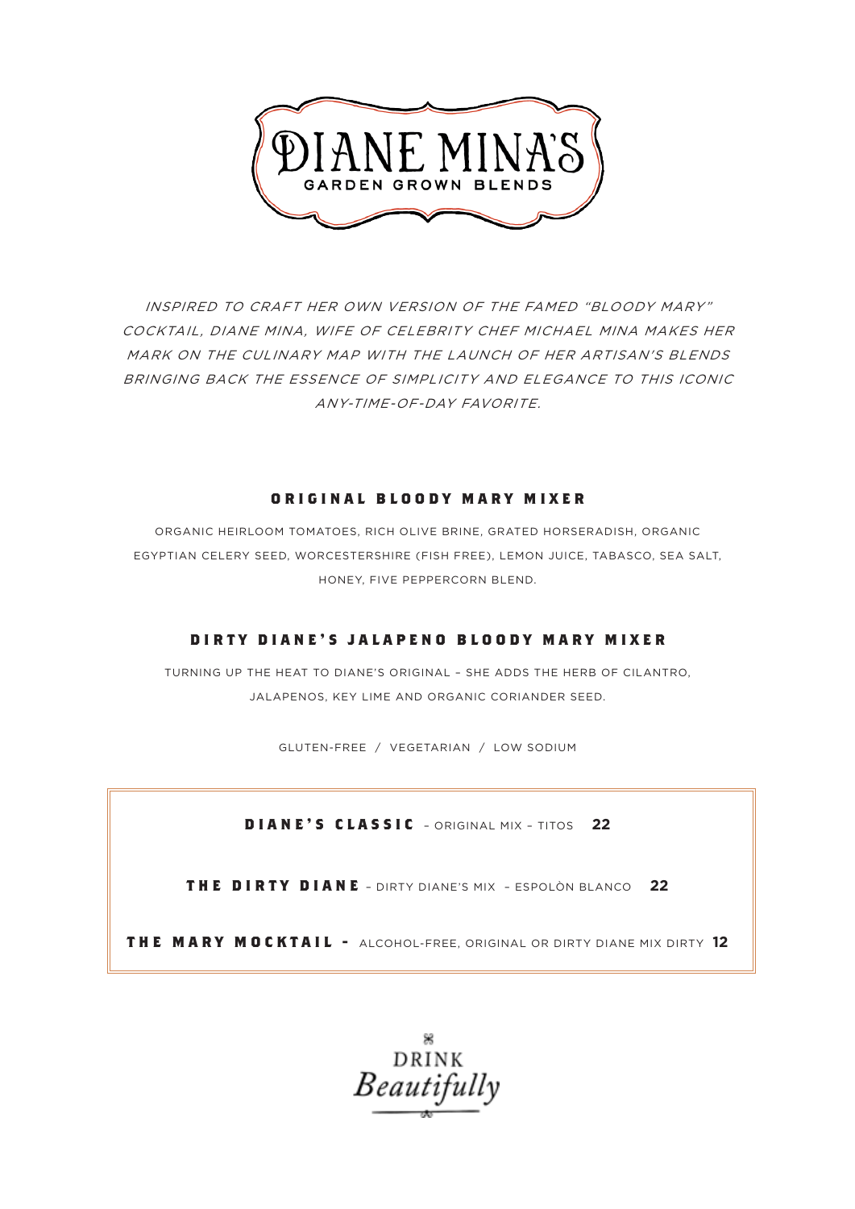# DIANE MINA'S

GARDEN GROWN BLENDS

*INSPIRED TO CRAFT HER OWN VERSION OF THE FAMED "BLOODY MARY" COCKTAIL, DIANE MINA, WIFE OF CELEBRITY CHEF MICHAEL MINA MAKES HER MARK ON THE CULINARY MAP WITH THE LAUNCH OF HER ARTISAN'S BLENDS BRINGING BACK THE ESSENCE OF SIMPLICITY AND ELEGANCE TO THIS ICONIC ANY-TIME-OF-DAY FAVORITE.*

## ORIGINAL BLOODY MARY MIXER

ORGANIC HEIRLOOM TOMATOES, RICH OLIVE BRINE, GRATED HORSERADISH, ORGANIC EGYPTIAN CELERY SEED, WORCESTERSHIRE (FISH FREE), LEMON JUICE, TABASCO, SEA SALT, HONEY, FIVE PEPPERCORN BLEND.

## DIRTY DIANE'S JALAPENO BLOODY MARY MIXER

TURNING UP THE HEAT TO DIANE'S ORIGINAL – SHE ADDS THE HERB OF CILANTRO, JALAPENOS, KEY LIME AND ORGANIC CORIANDER SEED.

GLUTEN-FREE / VEGETARIAN / LOW SODIUM

**DIANE'S CLASSIC** – ORIGINAL MIX – TITOS **22**

**THE DIRTY DIANE** – DIRTY DIANE'S MIX – ESPOLÒN BLANCO **22**

**THE MARY MOCKTAIL -** ALCOHOL-FREE, ORIGINAL OR DIRTY DIANE MIX DIRTY **12**

DRINK *Beautifully*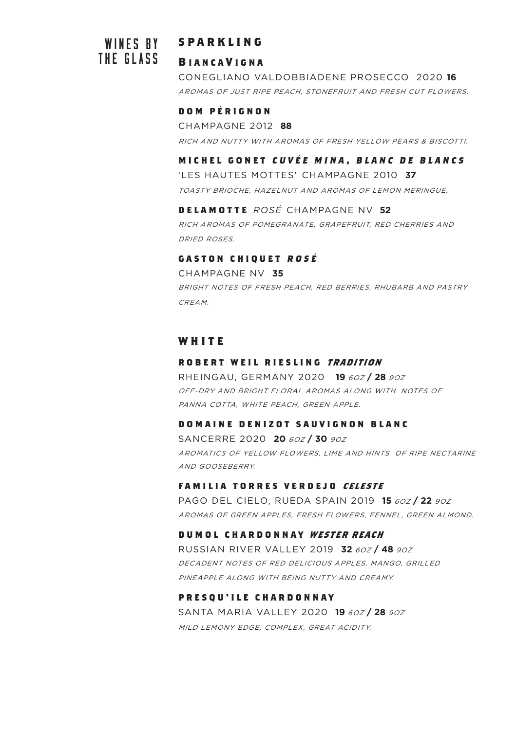# WINES BY THE GLASS

## SPARKLING

### BIANCAVIGNA

CONEGLIANO VALDOBBIADENE PROSECCO 2020 **16**

*AROMAS OF JUST RIPE PEACH, STONEFRUIT AND FRESH CUT FLOWERS.*

### DOM PÉRIGNON

CHAMPAGNE 2012 **88**

*RICH AND NUTTY WITH AROMAS OF FRESH YELLOW PEARS & BISCOTTI.*

### MICHEL GONET *CUVÉE MINA, BLANC DE BLANCS*

'LES HAUTES MOTTES' CHAMPAGNE 2010 **37**

*TOASTY BRIOCHE, HAZELNUT AND AROMAS OF LEMON MERINGUE.*

### DELAMOTTE *ROSÉ* CHAMPAGNE NV **52**

*RICH AROMAS OF POMEGRANATE, GRAPEFRUIT, RED CHERRIES AND DRIED ROSES.*

### GASTON CHIQUET *ROSÉ*

CHAMPAGNE NV **35**

*BRIGHT NOTES OF FRESH PEACH, RED BERRIES, RHUBARB AND PASTRY CREAM.*

## WHITE

### ROBERT WEIL RIESLING *TRADITION*

RHEINGAU, GERMANY 2020 **19** *6OZ* **/ 28** *9OZ*

*OFF-DRY AND BRIGHT FLORAL AROMAS ALONG WITH NOTES OF PANNA COTTA, WHITE PEACH, GREEN APPLE.*

### DOMAINE DENIZOT SAUVIGNON BLANC

SANCERRE 2020 **20** *6OZ* **/ 30** *9OZ*

*AROMATICS OF YELLOW FLOWERS, LIME AND HINTS OF RIPE NECTARINE AND GOOSEBERRY.*

### FAMILIA TORRES VERDEJO *CELESTE*

PAGO DEL CIELO, RUEDA SPAIN 2019 **15** *6OZ* **/ 22** *9OZ*

*AROMAS OF GREEN APPLES, FRESH FLOWERS, FENNEL, GREEN ALMOND.*

### DUMOL CHARDONNAY *WESTER REACH*

RUSSIAN RIVER VALLEY 2019 **32** *6OZ* **/ 48** *9OZ*

*DECADENT NOTES OF RED DELICIOUS APPLES, MANGO, GRILLED PINEAPPLE ALONG WITH BEING NUTTY AND CREAMY.*

### PRESQU'ILE CHARDONNAY

SANTA MARIA VALLEY 2020 **19** *6OZ* **/ 28** *9OZ*

*MILD LEMONY EDGE, COMPLEX, GREAT ACIDITY.*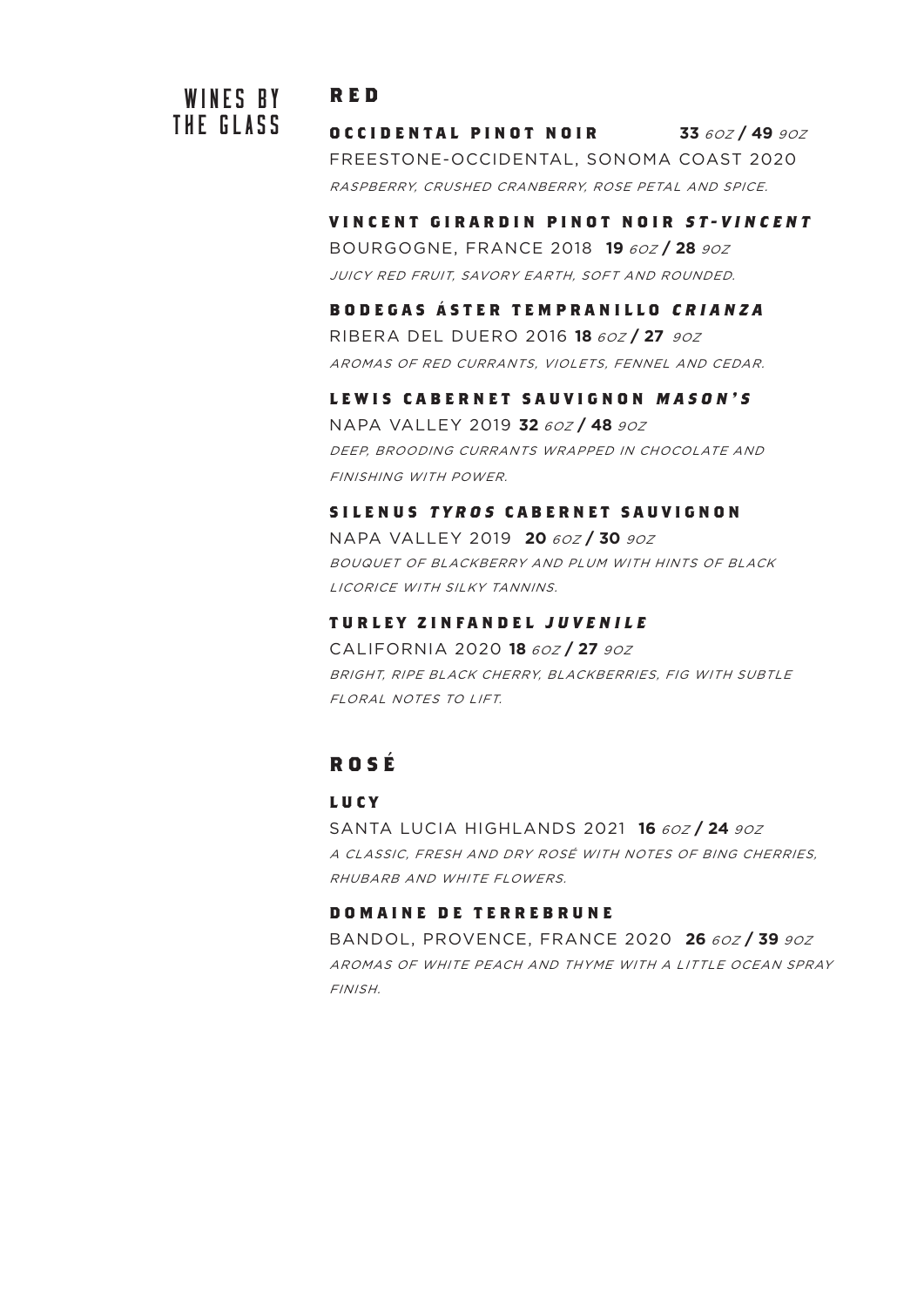# WINES BY THE GLASS

## RED

### OCCIDENTAL PINOT NOIR **33** *6OZ* **/ 49** *9OZ*

FREESTONE-OCCIDENTAL, SONOMA COAST 2020

*RASPBERRY, CRUSHED CRANBERRY, ROSE PETAL AND SPICE.*

### VINCENT GIRARDIN PINOT NOIR *ST-VINCENT*

BOURGOGNE, FRANCE 2018 **19** *6OZ* **/ 28** *9OZ*

*JUICY RED FRUIT, SAVORY EARTH, SOFT AND ROUNDED.*

### BODEGAS ÁSTER TEMPRANILLO *CRIANZA*

RIBERA DEL DUERO 2016 **18** *6OZ* **/ 27** *9OZ*

*AROMAS OF RED CURRANTS, VIOLETS, FENNEL AND CEDAR.*

### LEWIS CABERNET SAUVIGNON *MASON'S*

NAPA VALLEY 2019 **32** *6OZ* **/ 48** *9OZ*

*DEEP, BROODING CURRANTS WRAPPED IN CHOCOLATE AND FINISHING WITH POWER.*

### SILENUS *TYROS* CABERNET SAUVIGNON

NAPA VALLEY 2019 **20** *6OZ* **/ 30** *9OZ*

*BOUQUET OF BLACKBERRY AND PLUM WITH HINTS OF BLACK LICORICE WITH SILKY TANNINS.*

### TURLEY ZINFANDEL *JUVENILE*

CALIFORNIA 2020 **18** *6OZ* **/ 27** *9OZ*

*BRIGHT, RIPE BLACK CHERRY, BLACKBERRIES, FIG WITH SUBTLE FLORAL NOTES TO LIFT.*

## ROSÉ

### LUCY

SANTA LUCIA HIGHLANDS 2021 **16** *6OZ* **/ 24** *9OZ*

*A CLASSIC, FRESH AND DRY ROSÉ WITH NOTES OF BING CHERRIES, RHUBARB AND WHITE FLOWERS.*

### DOMAINE DE TERREBRUNE

BANDOL, PROVENCE, FRANCE 2020 **26** *6OZ* **/ 39** *9OZ*

*AROMAS OF WHITE PEACH AND THYME WITH A LITTLE OCEAN SPRAY FINISH.*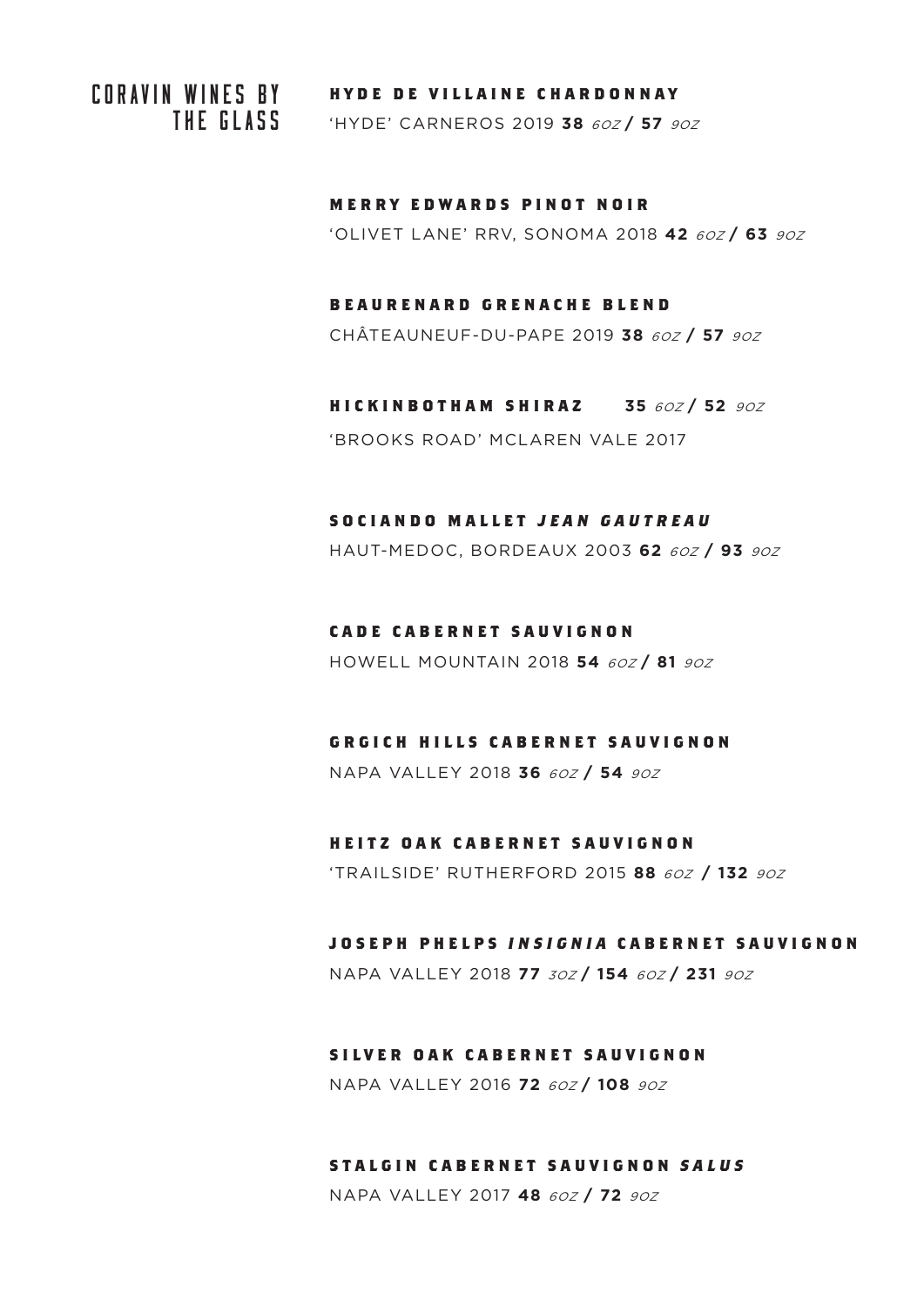# CORAVIN WINES BY THE GLASS

**HYDE DE VILLAINE CHARDONNAY**
'HYDE' CARNEROS 2019 **38** *6OZ* **/ 57** *9OZ*

**MERRY EDWARDS PINOT NOIR**
'OLIVET LANE' RRV, SONOMA 2018 **42** *6OZ* **/ 63** *9OZ*

**BEAURENARD GRENACHE BLEND**
CHÂTEAUNEUF-DU-PAPE 2019 **38** *6OZ* **/ 57** *9OZ*

**HICKINBOTHAM SHIRAZ** **35** *6OZ* **/ 52** *9OZ*
'BROOKS ROAD' MCLAREN VALE 2017

**SOCIANDO MALLET *JEAN GAUTREAU***
HAUT-MEDOC, BORDEAUX 2003 **62** *6OZ* **/ 93** *9OZ*

**CADE CABERNET SAUVIGNON**
HOWELL MOUNTAIN 2018 **54** *6OZ* **/ 81** *9OZ*

**GRGICH HILLS CABERNET SAUVIGNON**
NAPA VALLEY 2018 **36** *6OZ* **/ 54** *9OZ*

**HEITZ OAK CABERNET SAUVIGNON**
'TRAILSIDE' RUTHERFORD 2015 **88** *6OZ* **/ 132** *9OZ*

**JOSEPH PHELPS *INSIGNIA* CABERNET SAUVIGNON**
NAPA VALLEY 2018 **77** *3OZ* **/ 154** *6OZ* **/ 231** *9OZ*

**SILVER OAK CABERNET SAUVIGNON**
NAPA VALLEY 2016 **72** *6OZ* **/ 108** *9OZ*

**STALGIN CABERNET SAUVIGNON *SALUS***
NAPA VALLEY 2017 **48** *6OZ* **/ 72** *9OZ*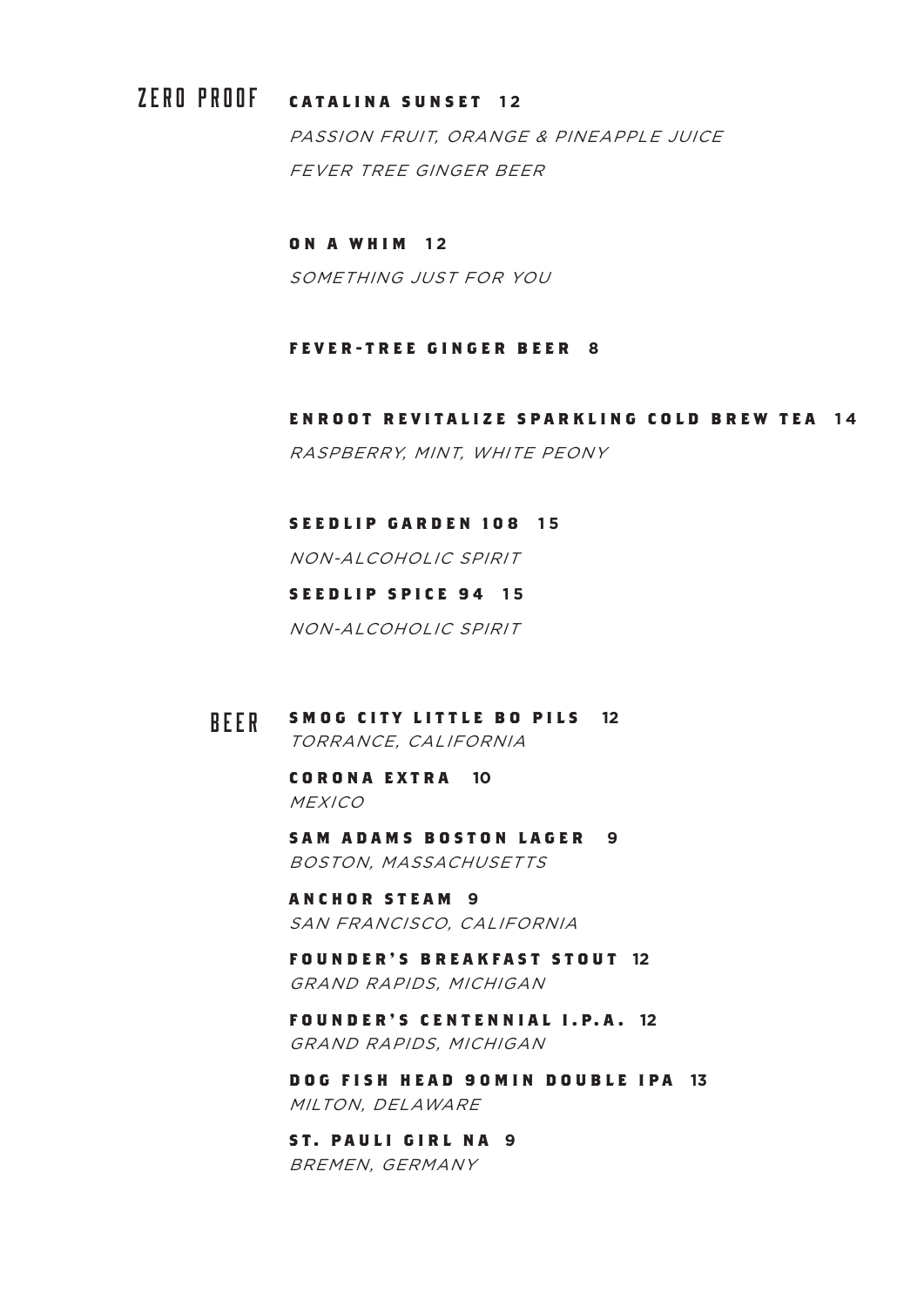## ZERO PROOF

**CATALINA SUNSET 12**

*PASSION FRUIT, ORANGE & PINEAPPLE JUICE*

*FEVER TREE GINGER BEER*

**ON A WHIM 12**

*SOMETHING JUST FOR YOU*

**FEVER-TREE GINGER BEER 8**

**ENROOT REVITALIZE SPARKLING COLD BREW TEA 14**

*RASPBERRY, MINT, WHITE PEONY*

**SEEDLIP GARDEN 108 15**

*NON-ALCOHOLIC SPIRIT*

**SEEDLIP SPICE 94 15**

*NON-ALCOHOLIC SPIRIT*

## BEER

**SMOG CITY LITTLE BO PILS 12**
*TORRANCE, CALIFORNIA*

**CORONA EXTRA 10**
*MEXICO*

**SAM ADAMS BOSTON LAGER 9**
*BOSTON, MASSACHUSETTS*

**ANCHOR STEAM 9**
*SAN FRANCISCO, CALIFORNIA*

**FOUNDER'S BREAKFAST STOUT 12**
*GRAND RAPIDS, MICHIGAN*

**FOUNDER'S CENTENNIAL I.P.A. 12**
*GRAND RAPIDS, MICHIGAN*

**DOG FISH HEAD 90MIN DOUBLE IPA 13**
*MILTON, DELAWARE*

**ST. PAULI GIRL NA 9**
*BREMEN, GERMANY*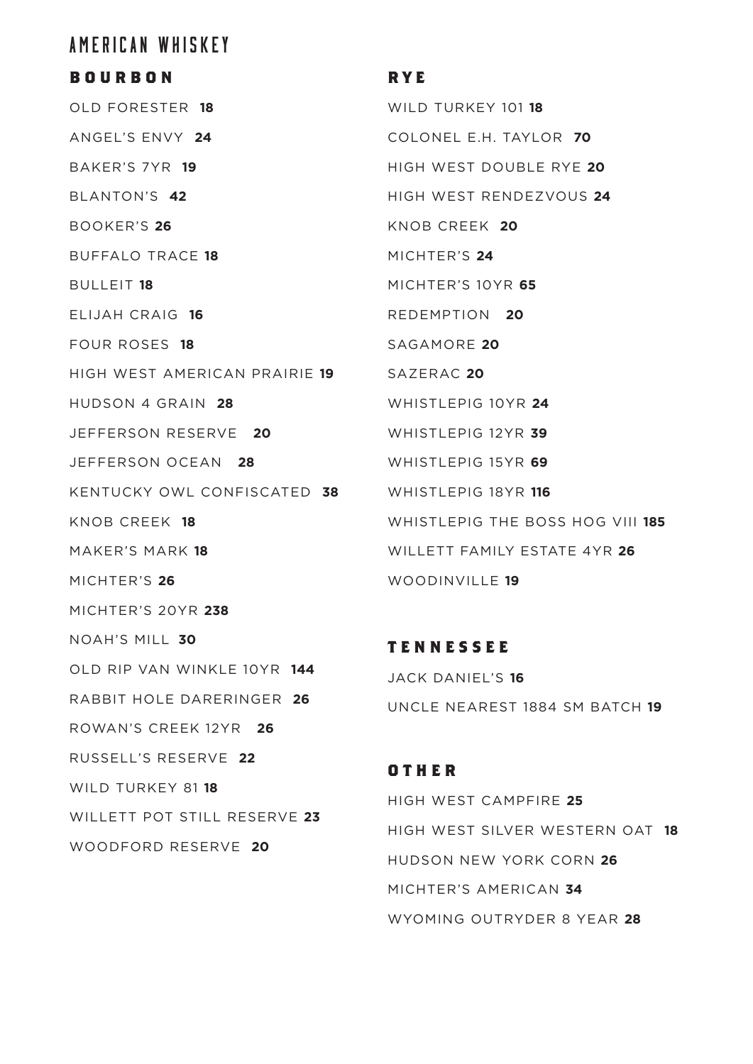# AMERICAN WHISKEY

## BOURBON

OLD FORESTER **18**

ANGEL'S ENVY **24**

BAKER'S 7YR **19**

BLANTON'S **42**

BOOKER'S **26**

BUFFALO TRACE **18**

BULLEIT **18**

ELIJAH CRAIG **16**

FOUR ROSES **18**

HIGH WEST AMERICAN PRAIRIE **19**

HUDSON 4 GRAIN **28**

JEFFERSON RESERVE **20**

JEFFERSON OCEAN **28**

KENTUCKY OWL CONFISCATED **38**

KNOB CREEK **18**

MAKER'S MARK **18**

MICHTER'S **26**

MICHTER'S 20YR **238**

NOAH'S MILL **30**

OLD RIP VAN WINKLE 10YR **144**

RABBIT HOLE DARERINGER **26**

ROWAN'S CREEK 12YR **26**

RUSSELL'S RESERVE **22**

WILD TURKEY 81 **18**

WILLETT POT STILL RESERVE **23**

WOODFORD RESERVE **20**

## RYE

WILD TURKEY 101 **18**

COLONEL E.H. TAYLOR **70**

HIGH WEST DOUBLE RYE **20**

HIGH WEST RENDEZVOUS **24**

KNOB CREEK **20**

MICHTER'S **24**

MICHTER'S 10YR **65**

REDEMPTION **20**

SAGAMORE **20**

SAZERAC **20**

WHISTLEPIG 10YR **24**

WHISTLEPIG 12YR **39**

WHISTLEPIG 15YR **69**

WHISTLEPIG 18YR **116**

WHISTLEPIG THE BOSS HOG VIII **185**

WILLETT FAMILY ESTATE 4YR **26**

WOODINVILLE **19**

## TENNESSEE

JACK DANIEL'S **16**

UNCLE NEAREST 1884 SM BATCH **19**

## OTHER

HIGH WEST CAMPFIRE **25**

HIGH WEST SILVER WESTERN OAT **18**

HUDSON NEW YORK CORN **26**

MICHTER'S AMERICAN **34**

WYOMING OUTRYDER 8 YEAR **28**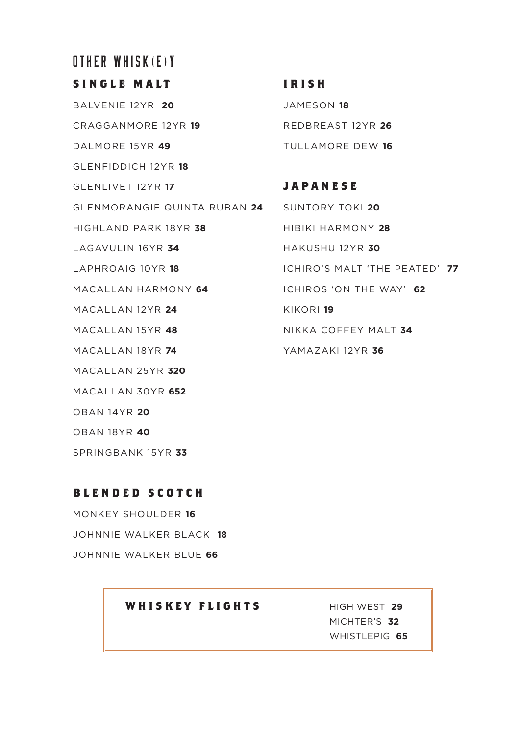# OTHER WHISK(E)Y

## SINGLE MALT

BALVENIE 12YR **20**

CRAGGANMORE 12YR **19**

DALMORE 15YR **49**

GLENFIDDICH 12YR **18**

GLENLIVET 12YR **17**

GLENMORANGIE QUINTA RUBAN **24**

HIGHLAND PARK 18YR **38**

LAGAVULIN 16YR **34**

LAPHROAIG 10YR **18**

MACALLAN HARMONY **64**

MACALLAN 12YR **24**

MACALLAN 15YR **48**

MACALLAN 18YR **74**

MACALLAN 25YR **320**

MACALLAN 30YR **652**

OBAN 14YR **20**

OBAN 18YR **40**

SPRINGBANK 15YR **33**

## IRISH

JAMESON **18**

REDBREAST 12YR **26**

TULLAMORE DEW **16**

## JAPANESE

SUNTORY TOKI **20**

HIBIKI HARMONY **28**

HAKUSHU 12YR **30**

ICHIRO'S MALT 'THE PEATED' **77**

ICHIROS 'ON THE WAY' **62**

KIKORI **19**

NIKKA COFFEY MALT **34**

YAMAZAKI 12YR **36**

## BLENDED SCOTCH

MONKEY SHOULDER **16**

JOHNNIE WALKER BLACK **18**

JOHNNIE WALKER BLUE **66**

## WHISKEY FLIGHTS

HIGH WEST **29**

MICHTER'S **32**

WHISTLEPIG **65**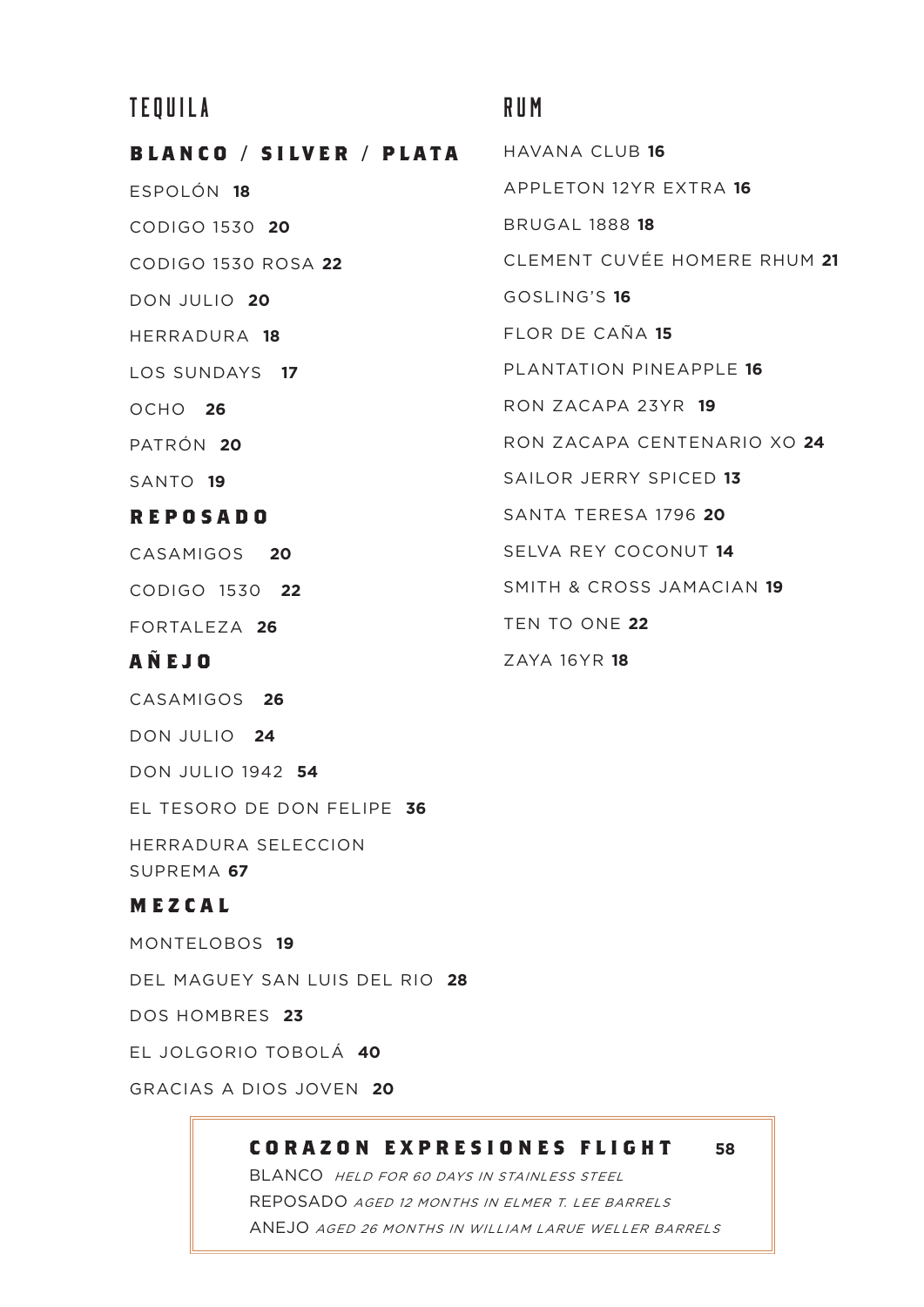# TEQUILA

## BLANCO / SILVER / PLATA

ESPOLÓN **18**

CODIGO 1530 **20**

CODIGO 1530 ROSA **22**

DON JULIO **20**

HERRADURA **18**

LOS SUNDAYS **17**

OCHO **26**

PATRÓN **20**

SANTO **19**

## REPOSADO

CASAMIGOS **20**

CODIGO 1530 **22**

FORTALEZA **26**

## AÑEJO

CASAMIGOS **26**

DON JULIO **24**

DON JULIO 1942 **54**

EL TESORO DE DON FELIPE **36**

HERRADURA SELECCION SUPREMA **67**

## MEZCAL

MONTELOBOS **19**

DEL MAGUEY SAN LUIS DEL RIO **28**

DOS HOMBRES **23**

EL JOLGORIO TOBOLÁ **40**

GRACIAS A DIOS JOVEN **20**

## CORAZON EXPRESIONES FLIGHT **58**

BLANCO *HELD FOR 60 DAYS IN STAINLESS STEEL*

REPOSADO *AGED 12 MONTHS IN ELMER T. LEE BARRELS*

ANEJO *AGED 26 MONTHS IN WILLIAM LARUE WELLER BARRELS*

# RUM

HAVANA CLUB **16**

APPLETON 12YR EXTRA **16**

BRUGAL 1888 **18**

CLEMENT CUVÉE HOMERE RHUM **21**

GOSLING'S **16**

FLOR DE CAÑA **15**

PLANTATION PINEAPPLE **16**

RON ZACAPA 23YR **19**

RON ZACAPA CENTENARIO XO **24**

SAILOR JERRY SPICED **13**

SANTA TERESA 1796 **20**

SELVA REY COCONUT **14**

SMITH & CROSS JAMACIAN **19**

TEN TO ONE **22**

ZAYA 16YR **18**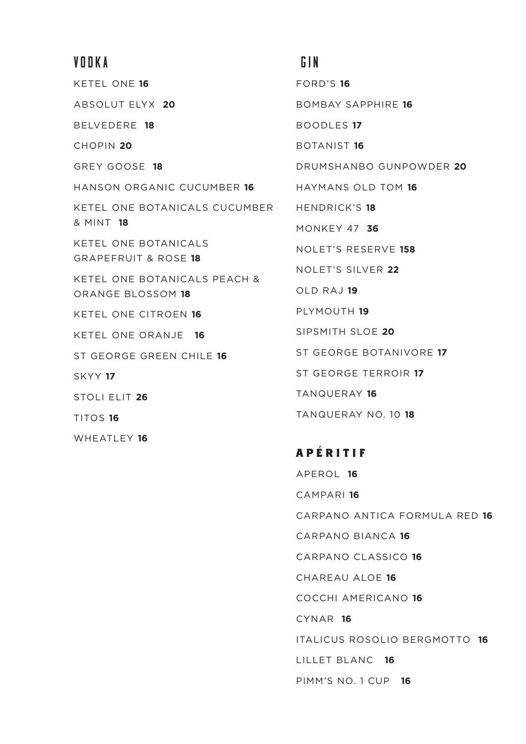## VODKA

KETEL ONE **16**

ABSOLUT ELYX **20**

BELVEDERE **18**

CHOPIN **20**

GREY GOOSE **18**

HANSON ORGANIC CUCUMBER **16**

KETEL ONE BOTANICALS CUCUMBER & MINT **18**

KETEL ONE BOTANICALS GRAPEFRUIT & ROSE **18**

KETEL ONE BOTANICALS PEACH & ORANGE BLOSSOM **18**

KETEL ONE CITROEN **16**

KETEL ONE ORANJE **16**

ST GEORGE GREEN CHILE **16**

SKYY **17**

STOLI ELIT **26**

TITOS **16**

WHEATLEY **16**

## GIN

FORD'S **16**

BOMBAY SAPPHIRE **16**

BOODLES **17**

BOTANIST **16**

DRUMSHANBO GUNPOWDER **20**

HAYMANS OLD TOM **16**

HENDRICK'S **18**

MONKEY 47 **36**

NOLET'S RESERVE **158**

NOLET'S SILVER **22**

OLD RAJ **19**

PLYMOUTH **19**

SIPSMITH SLOE **20**

ST GEORGE BOTANIVORE **17**

ST GEORGE TERROIR **17**

TANQUERAY **16**

TANQUERAY NO. 10 **18**

## APÉRITIF

APEROL **16**

CAMPARI **16**

CARPANO ANTICA FORMULA RED **16**

CARPANO BIANCA **16**

CARPANO CLASSICO **16**

CHAREAU ALOE **16**

COCCHI AMERICANO **16**

CYNAR **16**

ITALICUS ROSOLIO BERGMOTTO **16**

LILLET BLANC **16**

PIMM'S NO. 1 CUP **16**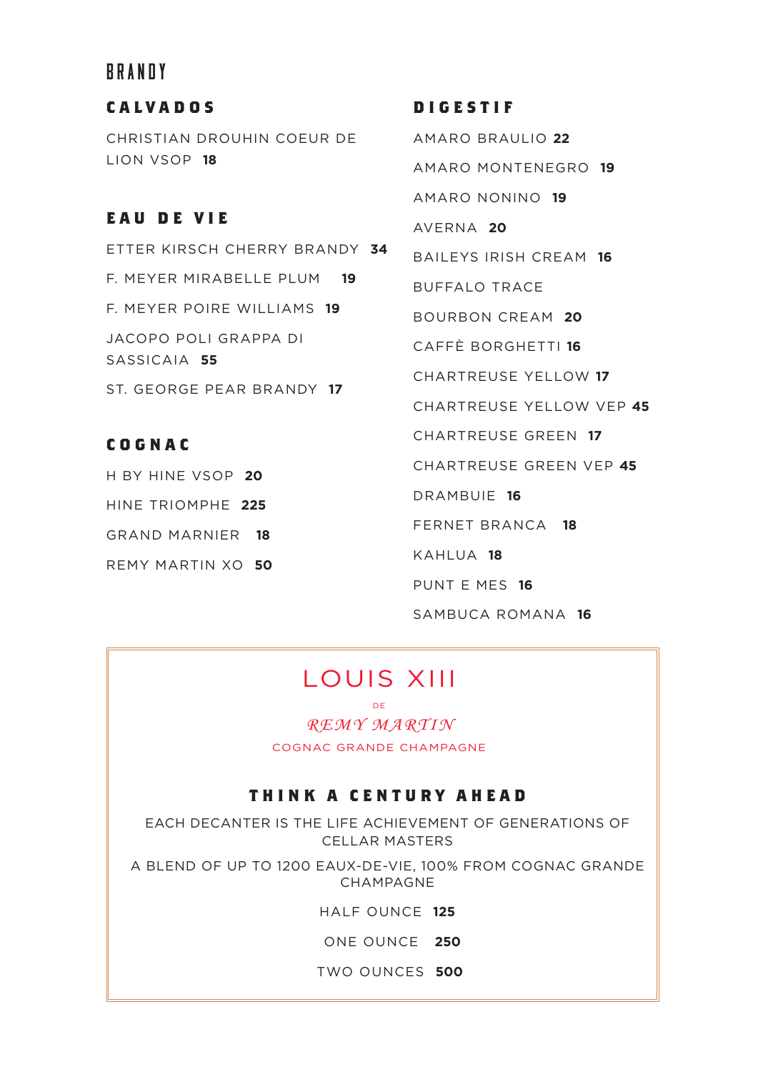# BRANDY

## CALVADOS

CHRISTIAN DROUHIN COEUR DE LION VSOP **18**

## EAU DE VIE

ETTER KIRSCH CHERRY BRANDY **34**

F. MEYER MIRABELLE PLUM **19**

F. MEYER POIRE WILLIAMS **19**

JACOPO POLI GRAPPA DI SASSICAIA **55**

ST. GEORGE PEAR BRANDY **17**

## COGNAC

H BY HINE VSOP **20**

HINE TRIOMPHE **225**

GRAND MARNIER **18**

REMY MARTIN XO **50**

## DIGESTIF

AMARO BRAULIO **22**

AMARO MONTENEGRO **19**

AMARO NONINO **19**

AVERNA **20**

BAILEYS IRISH CREAM **16**

BUFFALO TRACE

BOURBON CREAM **20**

CAFFÈ BORGHETTI **16**

CHARTREUSE YELLOW **17**

CHARTREUSE YELLOW VEP **45**

CHARTREUSE GREEN **17**

CHARTREUSE GREEN VEP **45**

DRAMBUIE **16**

FERNET BRANCA **18**

KAHLUA **18**

PUNT E MES **16**

SAMBUCA ROMANA **16**

## LOUIS XIII

DE

*REMY MARTIN*

COGNAC GRANDE CHAMPAGNE

### THINK A CENTURY AHEAD

EACH DECANTER IS THE LIFE ACHIEVEMENT OF GENERATIONS OF CELLAR MASTERS

A BLEND OF UP TO 1200 EAUX-DE-VIE, 100% FROM COGNAC GRANDE CHAMPAGNE

HALF OUNCE **125**

ONE OUNCE **250**

TWO OUNCES **500**